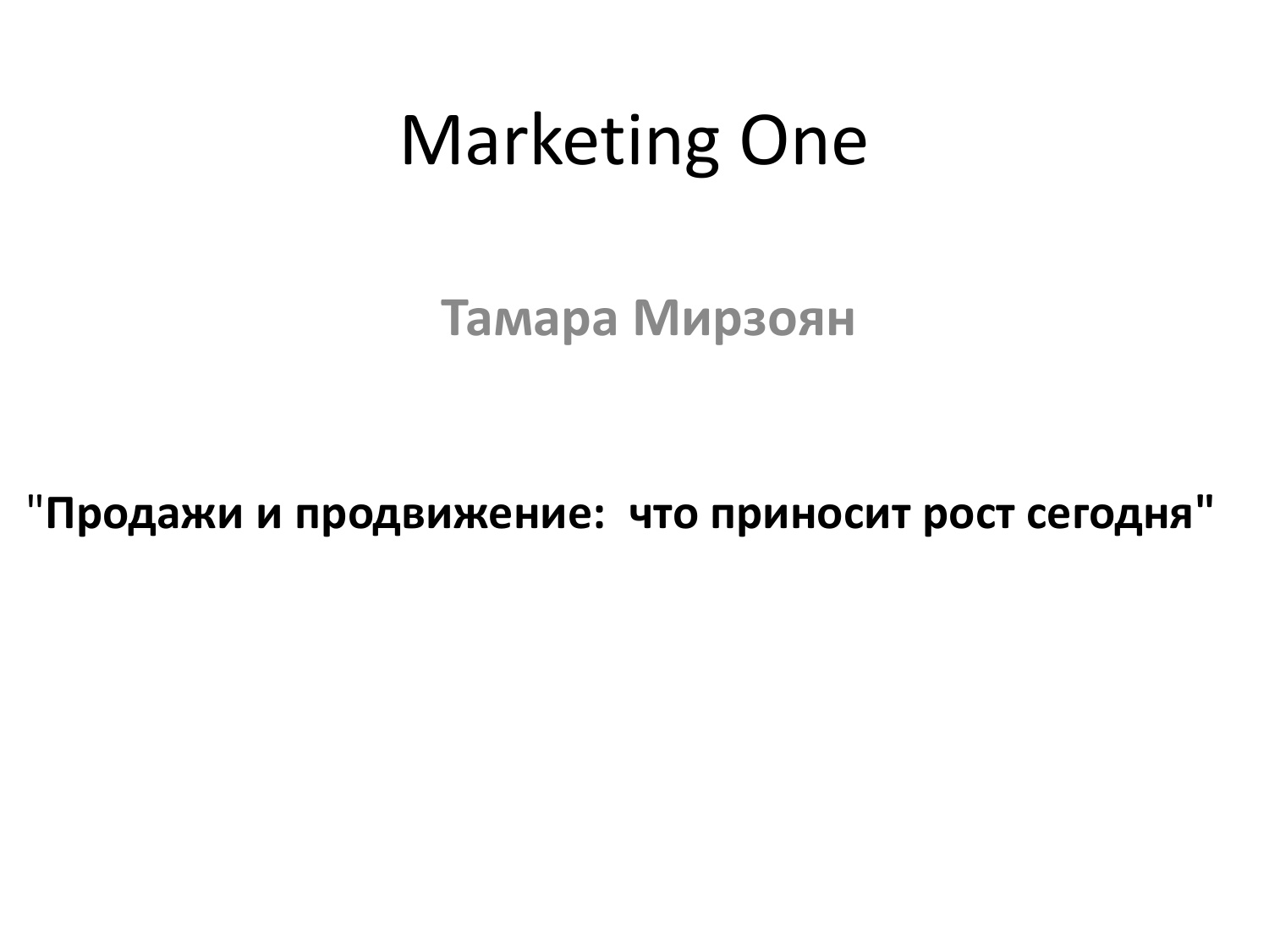# Marketing One

**Тамара Мирзоян**

"**Продажи и продвижение: что приносит рост сегодня"**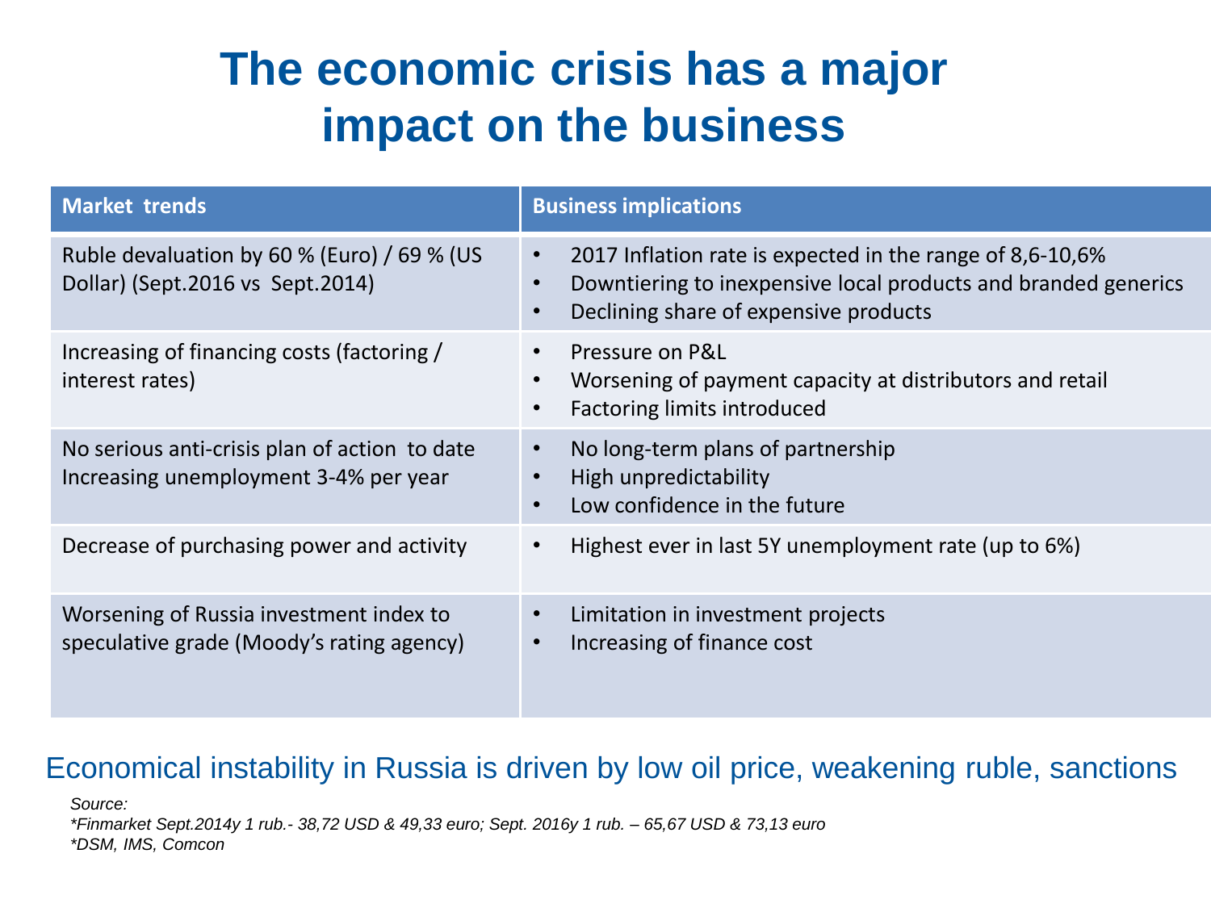# The economic crisis has a major impact on the business

| Market trends | Business implications |
| --- | --- |
| Ruble devaluation by 60 % (Euro) / 69 % (US Dollar) (Sept.2016 vs Sept.2014) | • 2017 Inflation rate is expected in the range of 8,6-10,6%<br>• Downtiering to inexpensive local products and branded generics<br>• Declining share of expensive products |
| Increasing of financing costs (factoring / interest rates) | • Pressure on P&L<br>• Worsening of payment capacity at distributors and retail<br>• Factoring limits introduced |
| No serious anti-crisis plan of action to date<br>Increasing unemployment 3-4% per year | • No long-term plans of partnership<br>• High unpredictability<br>• Low confidence in the future |
| Decrease of purchasing power and activity | • Highest ever in last 5Y unemployment rate (up to 6%) |
| Worsening of Russia investment index to speculative grade (Moody's rating agency) | • Limitation in investment projects<br>• Increasing of finance cost |

Economical instability in Russia is driven by low oil price, weakening ruble, sanctions

*Source:*
*\*Finmarket Sept.2014y 1 rub.- 38,72 USD & 49,33 euro; Sept. 2016y 1 rub. – 65,67 USD & 73,13 euro*
*\*DSM, IMS, Comcon*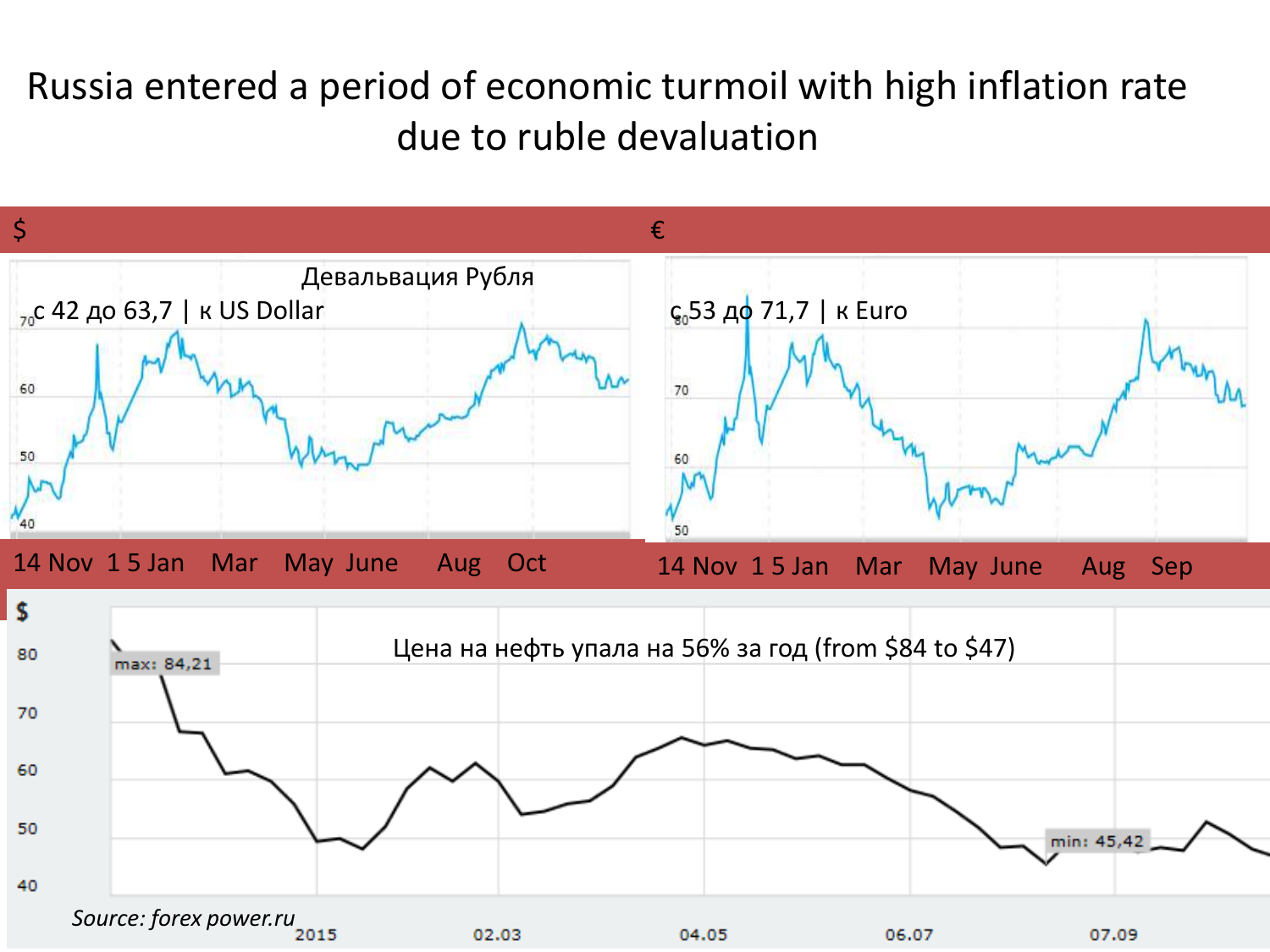# Russia entered a period of economic turmoil with high inflation rate due to ruble devaluation

$

Девальвация Рубля

с 42 до 63,7 | к US Dollar

14 Nov 1 5 Jan Mar May June Aug Oct

€

с 53 до 71,7 | к Euro

14 Nov 1 5 Jan Mar May June Aug Sep

$

Цена на нефть упала на 56% за год (from $84 to $47)

max: 84,21

min: 45,42

2015 02.03 04.05 06.07 07.09

*Source: forex power.ru*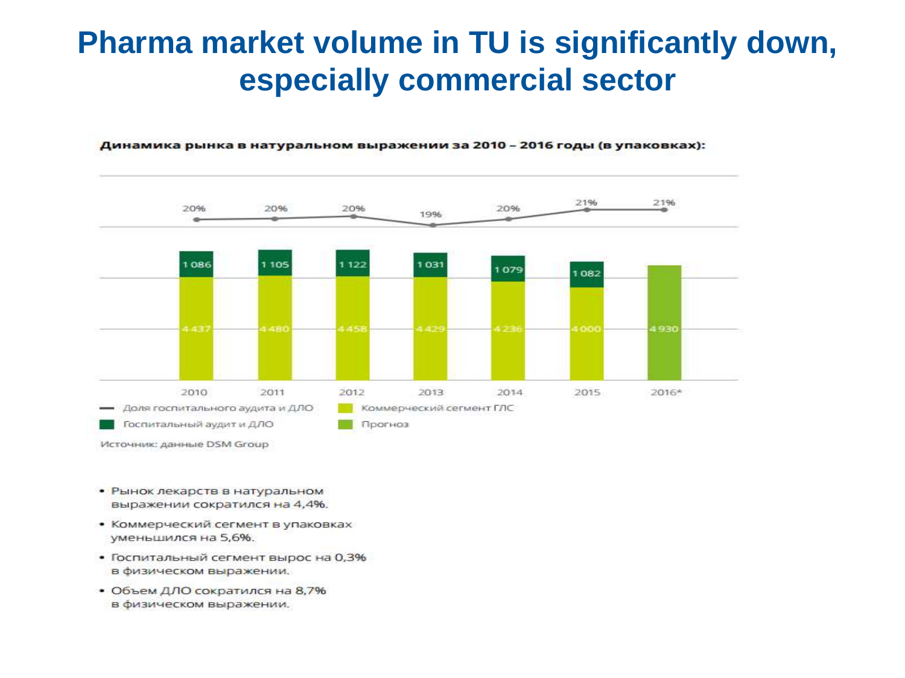# Pharma market volume in TU is significantly down, especially commercial sector

**Динамика рынка в натуральном выражении за 2010 – 2016 годы (в упаковках):**

| | 2010 | 2011 | 2012 | 2013 | 2014 | 2015 | 2016* |
|---|---|---|---|---|---|---|---|
| Доля госпитального аудита и ДЛО | 20% | 20% | 20% | 19% | 20% | 21% | 21% |
| Госпитальный аудит и ДЛО | 1 086 | 1 105 | 1 122 | 1 031 | 1 079 | 1 082 | |
| Коммерческий сегмент ГЛС | 4 437 | 4 480 | 4 458 | 4 429 | 4 236 | 4 000 | |
| Прогноз | | | | | | | 4 930 |

Источник: данные DSM Group

- Рынок лекарств в натуральном выражении сократился на 4,4%.
- Коммерческий сегмент в упаковках уменьшился на 5,6%.
- Госпитальный сегмент вырос на 0,3% в физическом выражении.
- Объем ДЛО сократился на 8,7% в физическом выражении.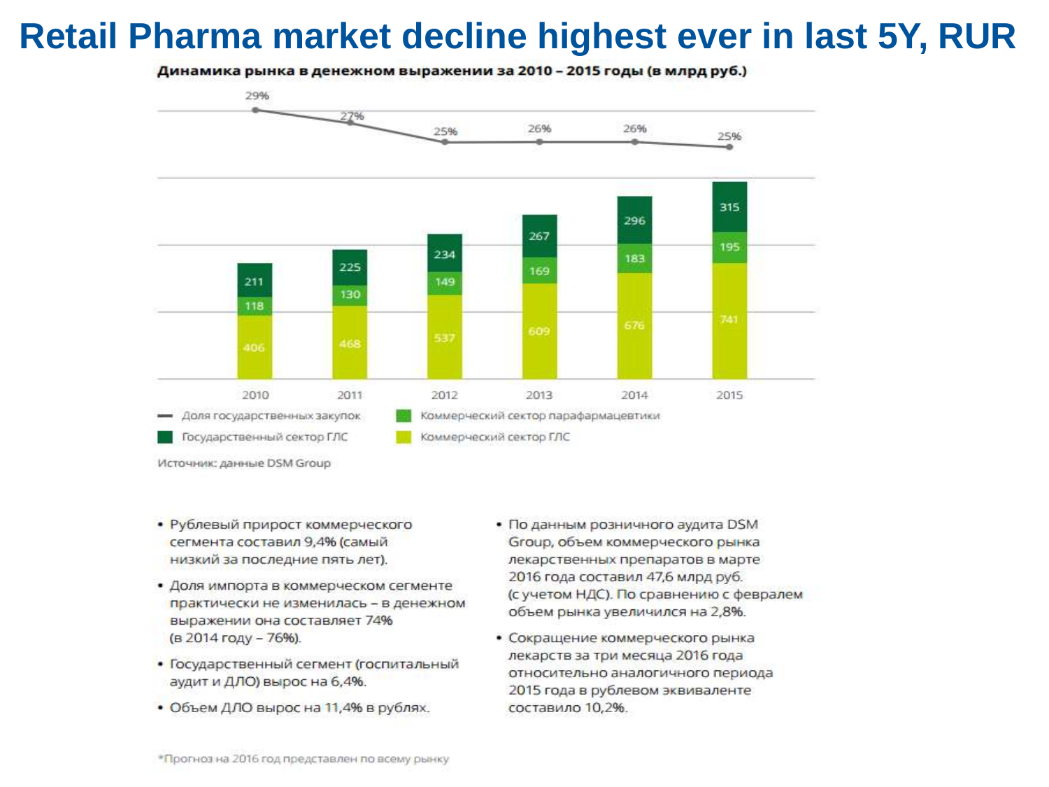# Retail Pharma market decline highest ever in last 5Y, RUR

**Динамика рынка в денежном выражении за 2010 – 2015 годы (в млрд руб.)**

| Год | Коммерческий сектор ГЛС | Коммерческий сектор парафармацевтики | Государственный сектор ГЛС | Доля государственных закупок |
|---|---|---|---|---|
| 2010 | 406 | 118 | 211 | 29% |
| 2011 | 468 | 130 | 225 | 27% |
| 2012 | 537 | 149 | 234 | 25% |
| 2013 | 609 | 169 | 267 | 26% |
| 2014 | 676 | 183 | 296 | 26% |
| 2015 | 741 | 195 | 315 | 25% |

Источник: данные DSM Group

- Рублевый прирост коммерческого сегмента составил 9,4% (самый низкий за последние пять лет).
- Доля импорта в коммерческом сегменте практически не изменилась – в денежном выражении она составляет 74% (в 2014 году – 76%).
- Государственный сегмент (госпитальный аудит и ДЛО) вырос на 6,4%.
- Объем ДЛО вырос на 11,4% в рублях.
- По данным розничного аудита DSM Group, объем коммерческого рынка лекарственных препаратов в марте 2016 года составил 47,6 млрд руб. (с учетом НДС). По сравнению с февралем объем рынка увеличился на 2,8%.
- Сокращение коммерческого рынка лекарств за три месяца 2016 года относительно аналогичного периода 2015 года в рублевом эквиваленте составило 10,2%.

*Прогноз на 2016 год представлен по всему рынку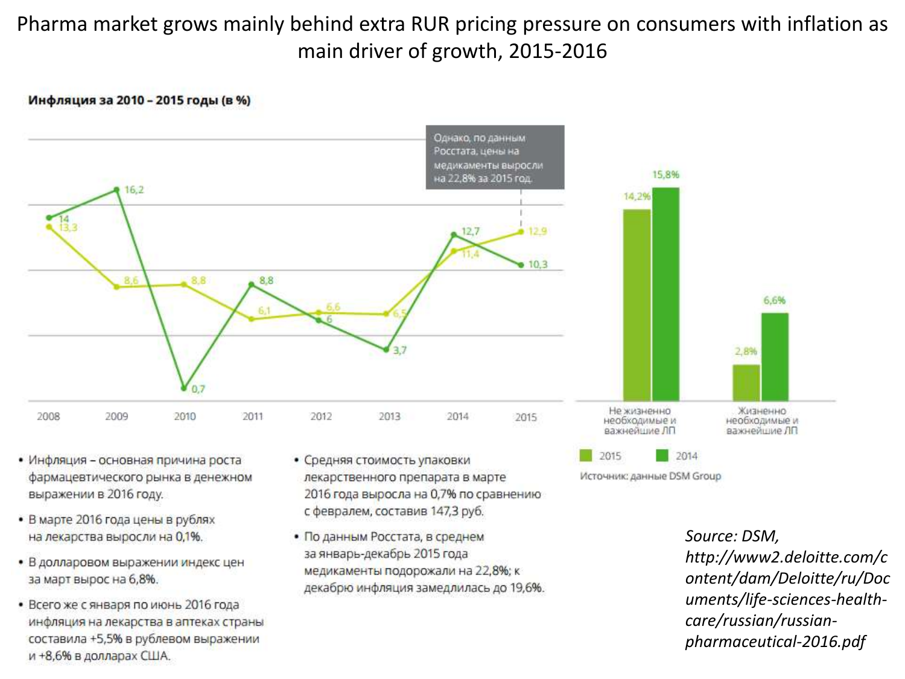# Pharma market grows mainly behind extra RUR pricing pressure on consumers with inflation as main driver of growth, 2015-2016

**Инфляция за 2010 – 2015 годы (в %)**

| Год | 2008 | 2009 | 2010 | 2011 | 2012 | 2013 | 2014 | 2015 |
|---|---|---|---|---|---|---|---|---|
| Темно-зеленая линия | 14 | 16,2 | 0,7 | 8,8 | 6 | 3,7 | 12,7 | 10,3 |
| Светло-зеленая линия | 13,3 | 8,6 | 8,8 | 6,1 | 6,6 | 6,5 | 11,4 | 12,9 |

Однако, по данным Росстата, цены на медикаменты выросли на 22,8% за 2015 год.

| | 2015 | 2014 |
|---|---|---|
| Не жизненно необходимые и важнейшие ЛП | 14,2% | 15,8% |
| Жизненно необходимые и важнейшие ЛП | 2,8% | 6,6% |

Источник: данные DSM Group

- Инфляция – основная причина роста фармацевтического рынка в денежном выражении в 2016 году.
- В марте 2016 года цены в рублях на лекарства выросли на 0,1%.
- В долларовом выражении индекс цен за март вырос на 6,8%.
- Всего же с января по июнь 2016 года инфляция на лекарства в аптеках страны составила +5,5% в рублевом выражении и +8,6% в долларах США.
- Средняя стоимость упаковки лекарственного препарата в марте 2016 года выросла на 0,7% по сравнению с февралем, составив 147,3 руб.
- По данным Росстата, в среднем за январь-декабрь 2015 года медикаменты подорожали на 22,8%; к декабрю инфляция замедлилась до 19,6%.

*Source: DSM, http://www2.deloitte.com/content/dam/Deloitte/ru/Documents/life-sciences-health-care/russian/russian-pharmaceutical-2016.pdf*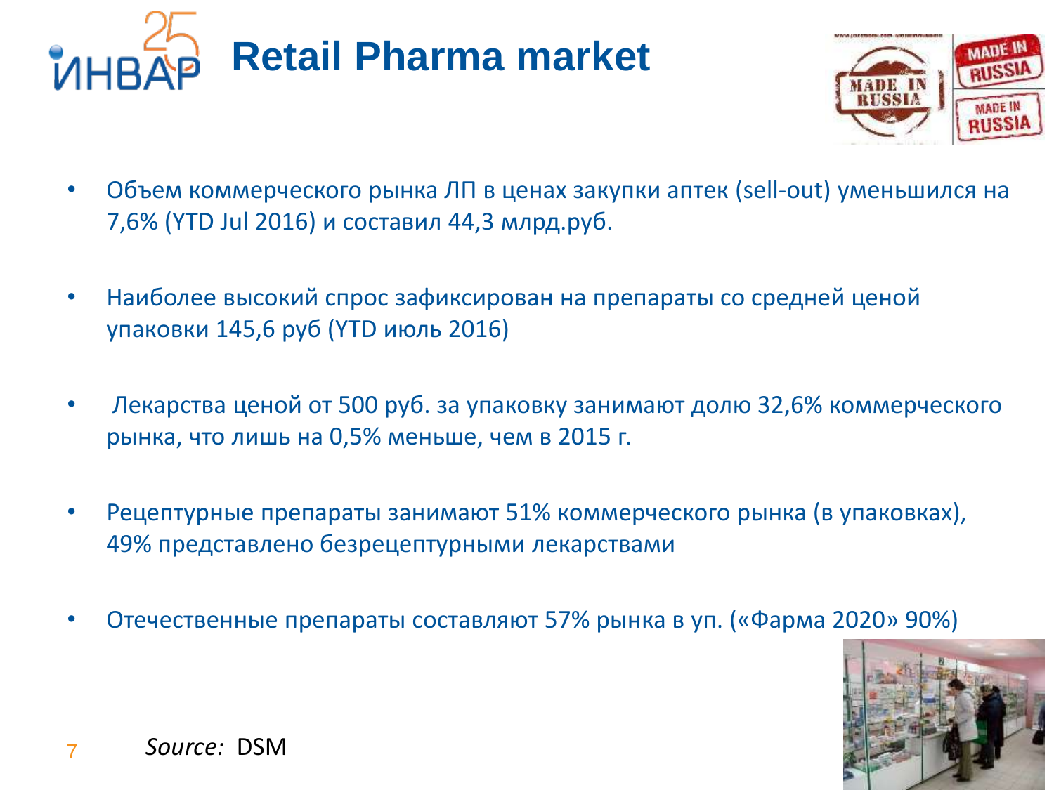# Retail Pharma market

- Объем коммерческого рынка ЛП в ценах закупки аптек (sell-out) уменьшился на 7,6% (YTD Jul 2016) и составил 44,3 млрд.руб.
- Наиболее высокий спрос зафиксирован на препараты со средней ценой упаковки 145,6 руб (YTD июль 2016)
- Лекарства ценой от 500 руб. за упаковку занимают долю 32,6% коммерческого рынка, что лишь на 0,5% меньше, чем в 2015 г.
- Рецептурные препараты занимают 51% коммерческого рынка (в упаковках), 49% представлено безрецептурными лекарствами
- Отечественные препараты составляют 57% рынка в уп. («Фарма 2020» 90%)

*Source:* DSM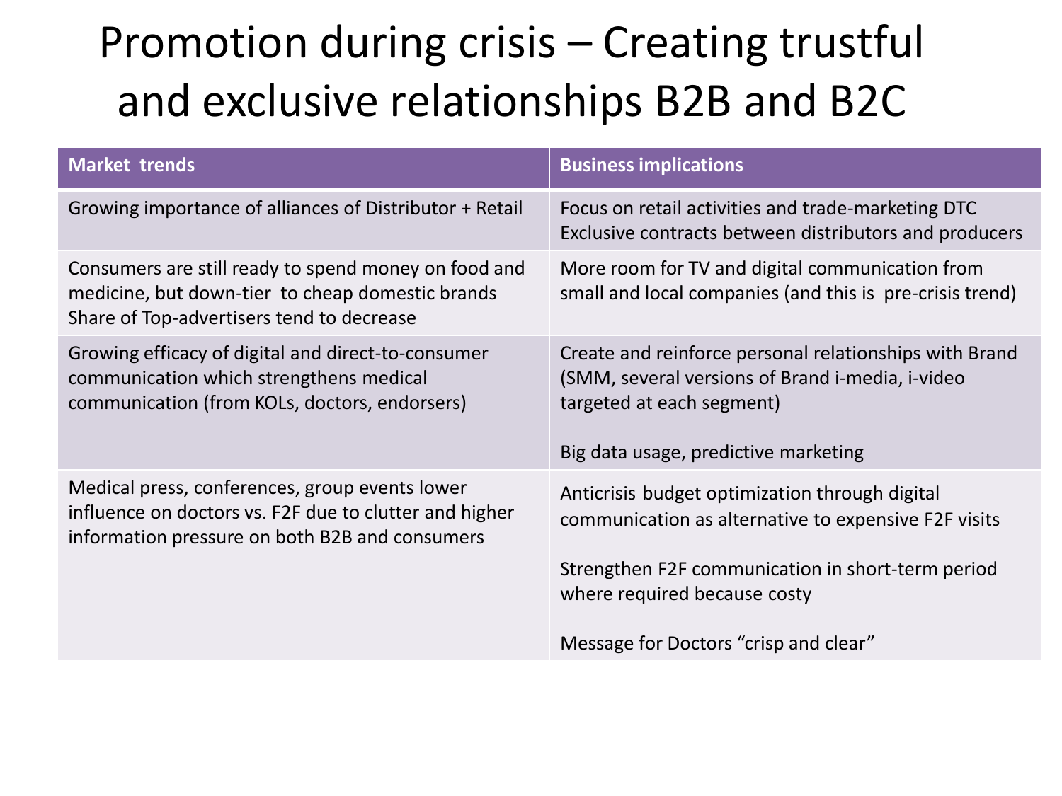# Promotion during crisis – Creating trustful and exclusive relationships B2B and B2C

| Market trends | Business implications |
|---|---|
| Growing importance of alliances of Distributor + Retail | Focus on retail activities and trade-marketing DTC<br>Exclusive contracts between distributors and producers |
| Consumers are still ready to spend money on food and medicine, but down-tier to cheap domestic brands<br>Share of Top-advertisers tend to decrease | More room for TV and digital communication from small and local companies (and this is pre-crisis trend) |
| Growing efficacy of digital and direct-to-consumer communication which strengthens medical communication (from KOLs, doctors, endorsers) | Create and reinforce personal relationships with Brand (SMM, several versions of Brand i-media, i-video targeted at each segment)<br><br>Big data usage, predictive marketing |
| Medical press, conferences, group events lower influence on doctors vs. F2F due to clutter and higher information pressure on both B2B and consumers | Anticrisis budget optimization through digital communication as alternative to expensive F2F visits<br><br>Strengthen F2F communication in short-term period where required because costy<br><br>Message for Doctors "crisp and clear" |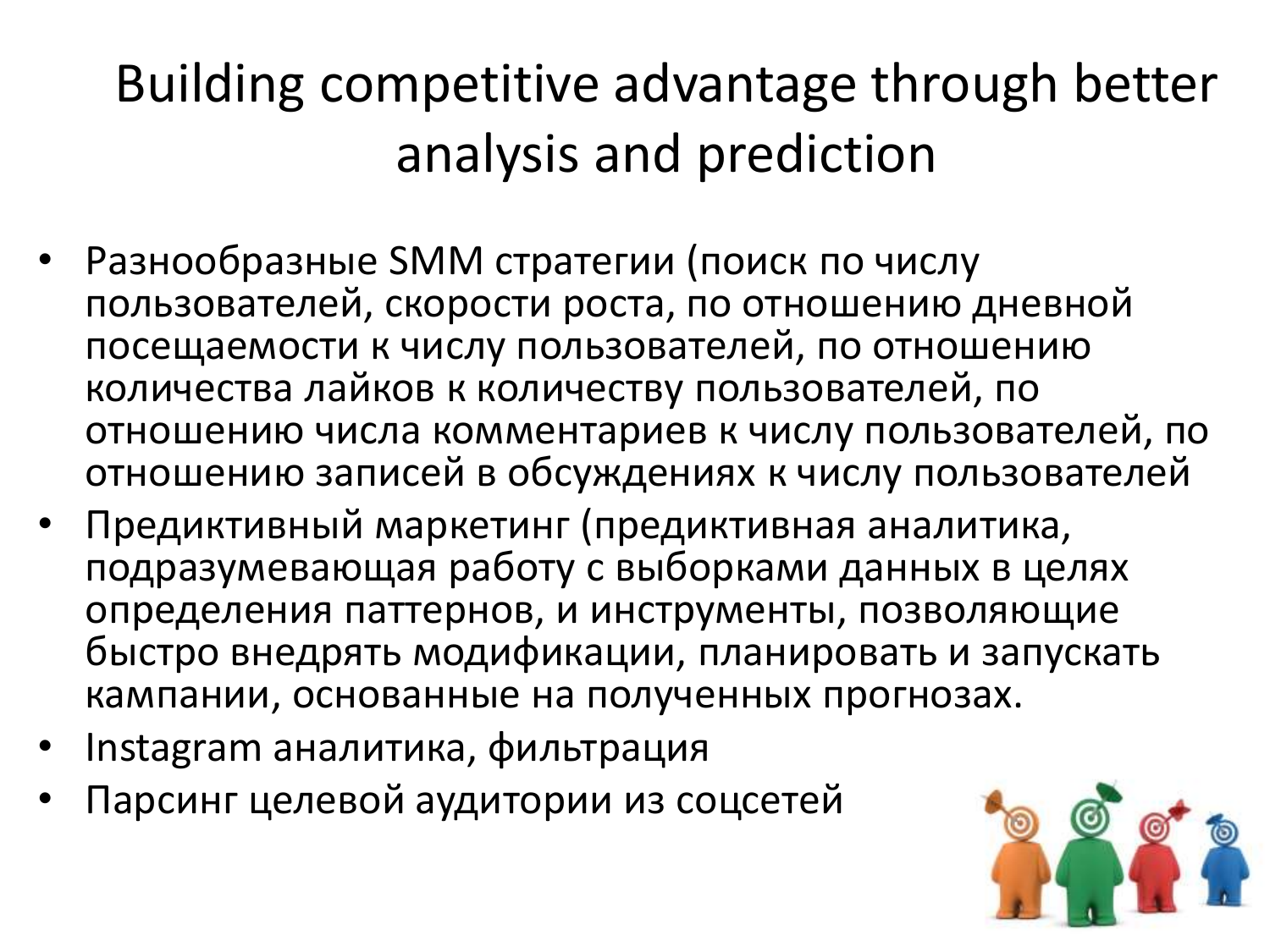# Building competitive advantage through better analysis and prediction

- Разнообразные SMM стратегии (поиск по числу пользователей, скорости роста, по отношению дневной посещаемости к числу пользователей, по отношению количества лайков к количеству пользователей, по отношению числа комментариев к числу пользователей, по отношению записей в обсуждениях к числу пользователей
- Предиктивный маркетинг (предиктивная аналитика, подразумевающая работу с выборками данных в целях определения паттернов, и инструменты, позволяющие быстро внедрять модификации, планировать и запускать кампании, основанные на полученных прогнозах.
- Instagram аналитика, фильтрация
- Парсинг целевой аудитории из соцсетей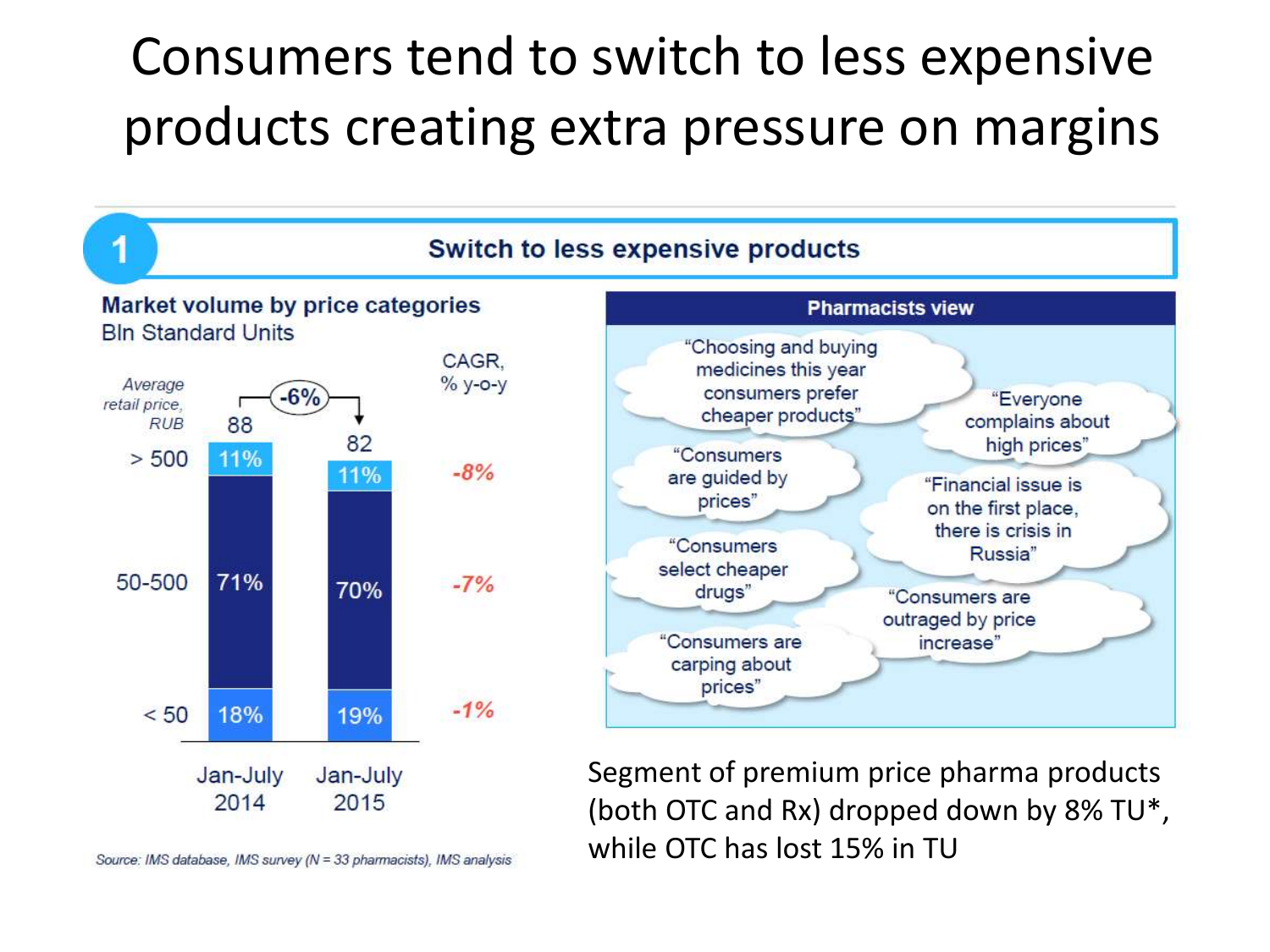# Consumers tend to switch to less expensive products creating extra pressure on margins

## 1 Switch to less expensive products

**Market volume by price categories**
Bln Standard Units

| Average retail price, RUB | Jan-July 2014 | Jan-July 2015 | CAGR, % y-o-y |
|---|---|---|---|
| Total | 88 | 82 | -6% |
| > 500 | 11% | 11% | -8% |
| 50-500 | 71% | 70% | -7% |
| < 50 | 18% | 19% | -1% |

*Source: IMS database, IMS survey (N = 33 pharmacists), IMS analysis*

**Pharmacists view**

- "Choosing and buying medicines this year consumers prefer cheaper products"
- "Everyone complains about high prices"
- "Consumers are guided by prices"
- "Financial issue is on the first place, there is crisis in Russia"
- "Consumers select cheaper drugs"
- "Consumers are outraged by price increase"
- "Consumers are carping about prices"

Segment of premium price pharma products (both OTC and Rx) dropped down by 8% TU*, while OTC has lost 15% in TU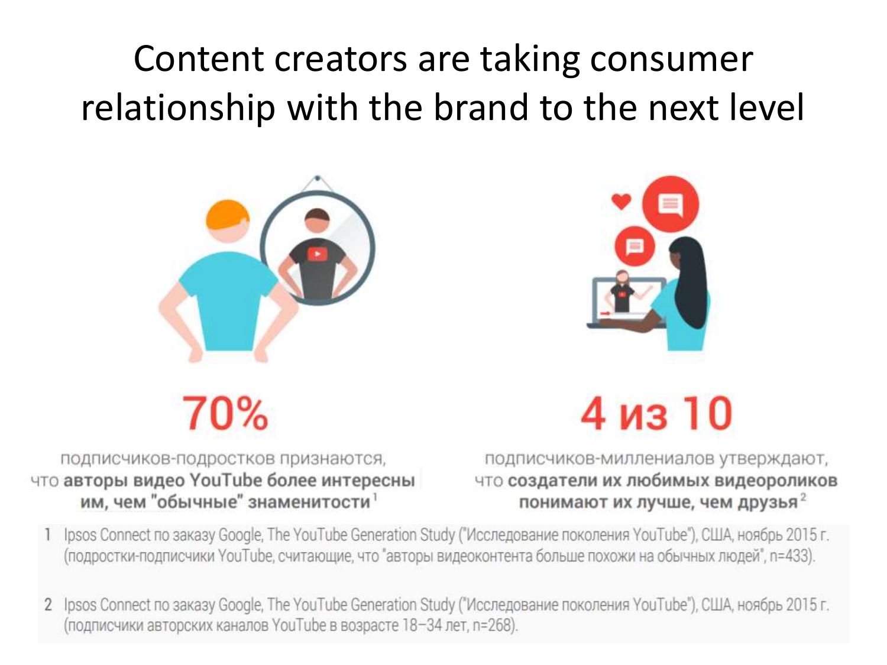# Content creators are taking consumer relationship with the brand to the next level

**70%**

подписчиков-подростков признаются, что **авторы видео YouTube более интересны им, чем "обычные" знаменитости**[1]

**4 из 10**

подписчиков-миллениалов утверждают, что **создатели их любимых видеороликов понимают их лучше, чем друзья**[2]

1 Ipsos Connect по заказу Google, The YouTube Generation Study ("Исследование поколения YouTube"), США, ноябрь 2015 г. (подростки-подписчики YouTube, считающие, что "авторы видеоконтента больше похожи на обычных людей", n=433).

2 Ipsos Connect по заказу Google, The YouTube Generation Study ("Исследование поколения YouTube"), США, ноябрь 2015 г. (подписчики авторских каналов YouTube в возрасте 18–34 лет, n=268).